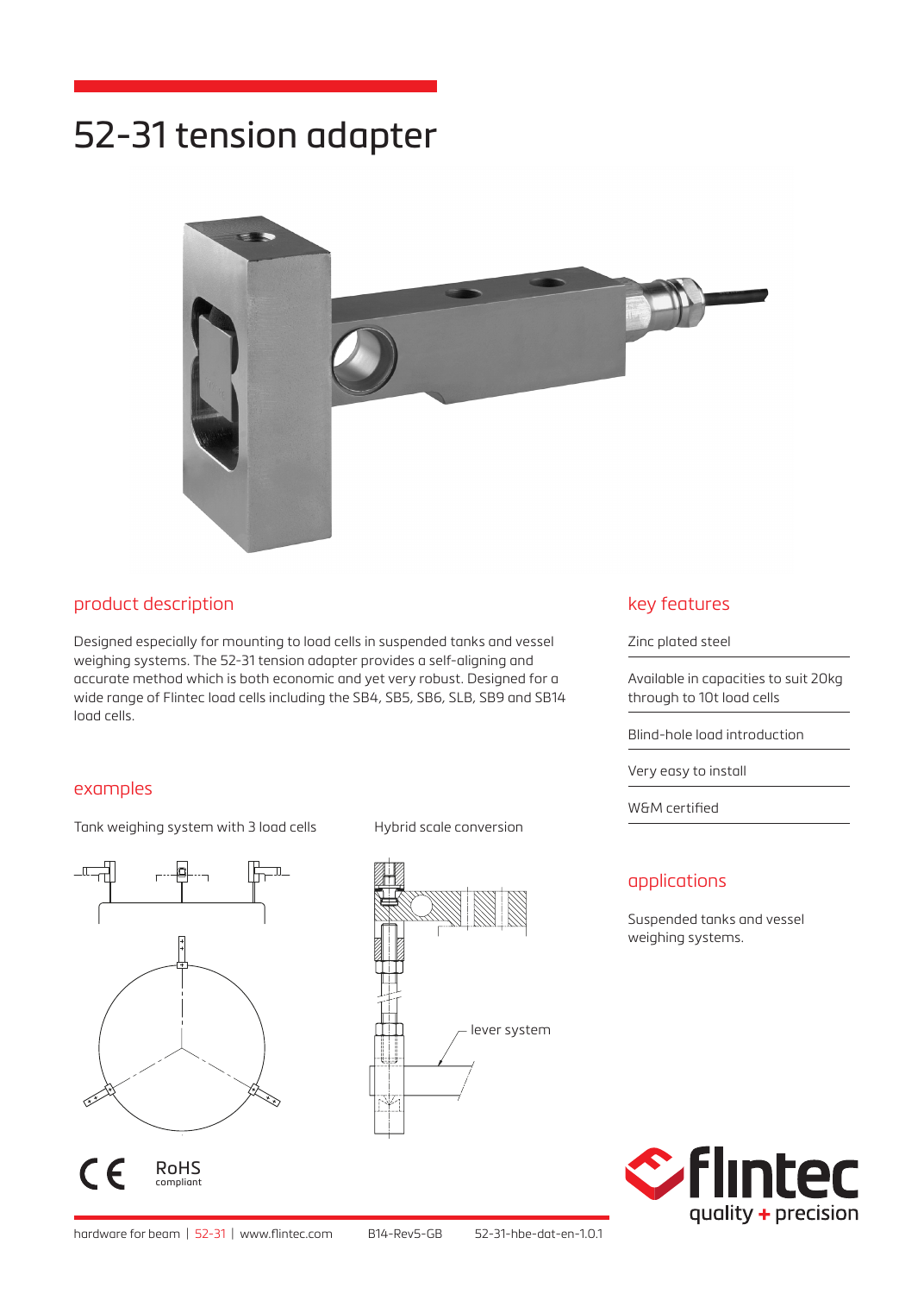# 52-31 tension adapter

## product description

Designed especially for mounting to load cells in suspended tanks and vessel weighing systems. The 52-31 tension adapter provides a self-aligning and accurate method which is both economic and yet very robust. Designed for a wide range of Flintec load cells including the SB4, SB5, SB6, SLB, SB9 and SB14 load cells.

## key features

- Zinc plated steel
- Available in capacities to suit 20kg through to 10t load cells
- Blind-hole load introduction
- Very easy to install
- W&M certified

## examples

Tank weighing system with 3 load cells

Hybrid scale conversion

lever system

## applications

Suspended tanks and vessel weighing systems.

CE RoHS compliant

hardware for beam | 52-31 | www.flintec.com B14-Rev5-GB 52-31-hbe-dat-en-1.0.1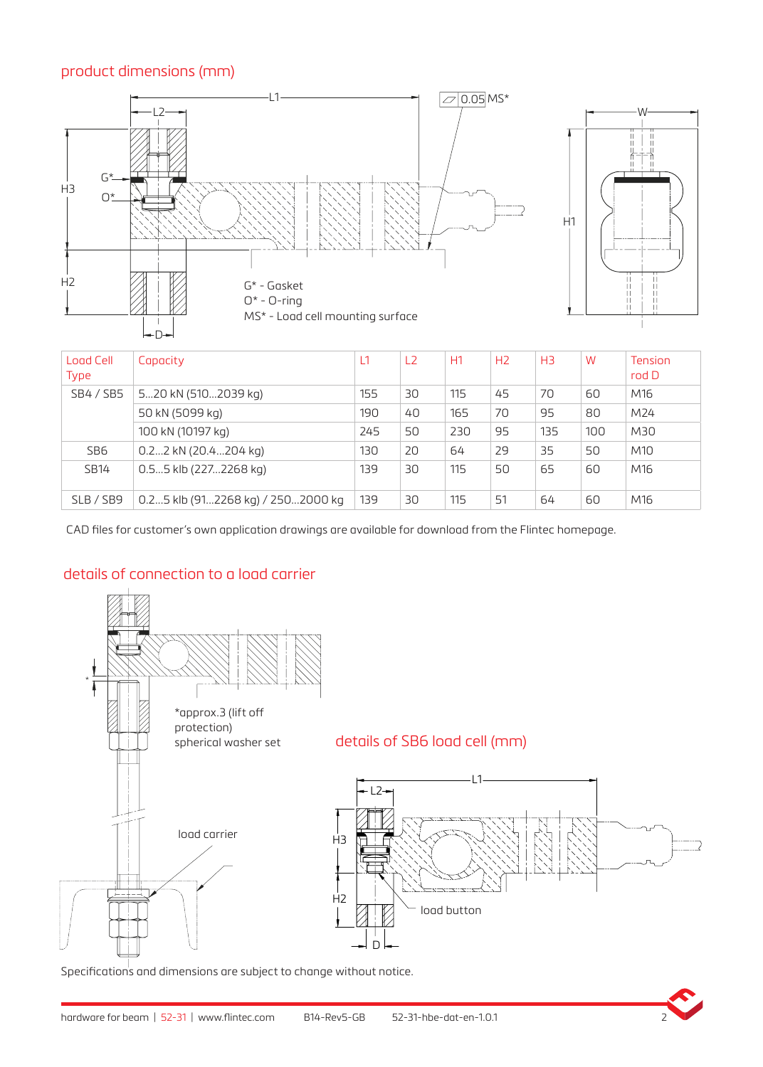## product dimensions (mm)

L1
L2
0.05 MS*
W
H3
G*
O*
H1
H2
D
G* - Gasket
O* - O-ring
MS* - Load cell mounting surface

| Load Cell Type | Capacity | L1 | L2 | H1 | H2 | H3 | W | Tension rod D |
|---|---|---|---|---|---|---|---|---|
| SB4 / SB5 | 5...20 kN (510...2039 kg) | 155 | 30 | 115 | 45 | 70 | 60 | M16 |
| | 50 kN (5099 kg) | 190 | 40 | 165 | 70 | 95 | 80 | M24 |
| | 100 kN (10197 kg) | 245 | 50 | 230 | 95 | 135 | 100 | M30 |
| SB6 | 0.2...2 kN (20.4...204 kg) | 130 | 20 | 64 | 29 | 35 | 50 | M10 |
| SB14 | 0.5...5 klb (227...2268 kg) | 139 | 30 | 115 | 50 | 65 | 60 | M16 |
| SLB / SB9 | 0.2...5 klb (91...2268 kg) / 250...2000 kg | 139 | 30 | 115 | 51 | 64 | 60 | M16 |

CAD files for customer's own application drawings are available for download from the Flintec homepage.

## details of connection to a load carrier

*
*approx.3 (lift off protection)
spherical washer set
load carrier

## details of SB6 load cell (mm)

L1
L2
H3
H2
D
load button

Specifications and dimensions are subject to change without notice.

hardware for beam | 52-31 | www.flintec.com B14-Rev5-GB 52-31-hbe-dat-en-1.0.1